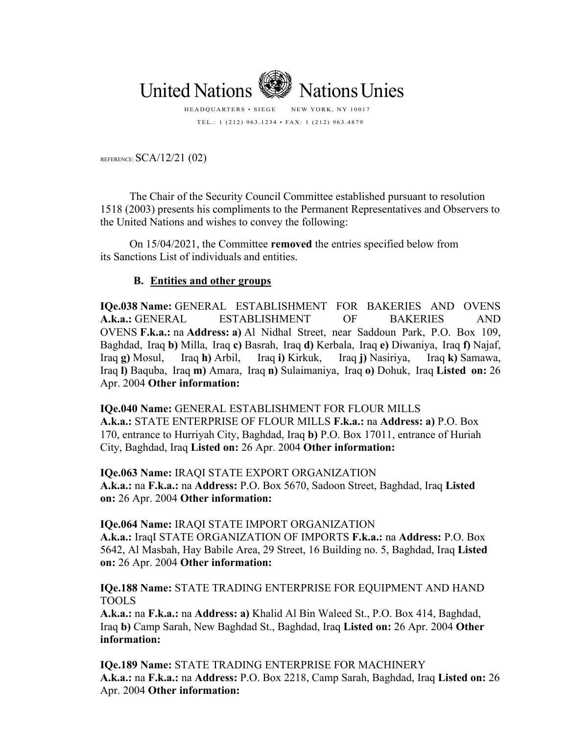United Nations Nations Unies

HEADQUARTERS • SIEGE NEW YORK, NY 10017

TEL.: 1 (212) 963.1234 • FAX: 1 (212) 963.4879

REFERENCE: SCA/12/21 (02)

The Chair of the Security Council Committee established pursuant to resolution 1518 (2003) presents his compliments to the Permanent Representatives and Observers to the United Nations and wishes to convey the following:

On 15/04/2021, the Committee **removed** the entries specified below from its Sanctions List of individuals and entities.

### B. Entities and other groups

**IQe.038 Name:** GENERAL ESTABLISHMENT FOR BAKERIES AND OVENS **A.k.a.:** GENERAL ESTABLISHMENT OF BAKERIES AND OVENS **F.k.a.:** na **Address: a)** Al Nidhal Street, near Saddoun Park, P.O. Box 109, Baghdad, Iraq **b)** Milla, Iraq **c)** Basrah, Iraq **d)** Kerbala, Iraq **e)** Diwaniya, Iraq **f)** Najaf, Iraq **g)** Mosul, Iraq **h)** Arbil, Iraq **i)** Kirkuk, Iraq **j)** Nasiriya, Iraq **k)** Samawa, Iraq **l)** Baquba, Iraq **m)** Amara, Iraq **n)** Sulaimaniya, Iraq **o)** Dohuk, Iraq **Listed on:** 26 Apr. 2004 **Other information:**

**IQe.040 Name:** GENERAL ESTABLISHMENT FOR FLOUR MILLS **A.k.a.:** STATE ENTERPRISE OF FLOUR MILLS **F.k.a.:** na **Address: a)** P.O. Box 170, entrance to Hurriyah City, Baghdad, Iraq **b)** P.O. Box 17011, entrance of Huriah City, Baghdad, Iraq **Listed on:** 26 Apr. 2004 **Other information:**

**IQe.063 Name:** IRAQI STATE EXPORT ORGANIZATION **A.k.a.:** na **F.k.a.:** na **Address:** P.O. Box 5670, Sadoon Street, Baghdad, Iraq **Listed on:** 26 Apr. 2004 **Other information:**

**IQe.064 Name:** IRAQI STATE IMPORT ORGANIZATION **A.k.a.:** IraqI STATE ORGANIZATION OF IMPORTS **F.k.a.:** na **Address:** P.O. Box 5642, Al Masbah, Hay Babile Area, 29 Street, 16 Building no. 5, Baghdad, Iraq **Listed on:** 26 Apr. 2004 **Other information:**

**IQe.188 Name:** STATE TRADING ENTERPRISE FOR EQUIPMENT AND HAND TOOLS **A.k.a.:** na **F.k.a.:** na **Address: a)** Khalid Al Bin Waleed St., P.O. Box 414, Baghdad, Iraq **b)** Camp Sarah, New Baghdad St., Baghdad, Iraq **Listed on:** 26 Apr. 2004 **Other information:**

**IQe.189 Name:** STATE TRADING ENTERPRISE FOR MACHINERY **A.k.a.:** na **F.k.a.:** na **Address:** P.O. Box 2218, Camp Sarah, Baghdad, Iraq **Listed on:** 26 Apr. 2004 **Other information:**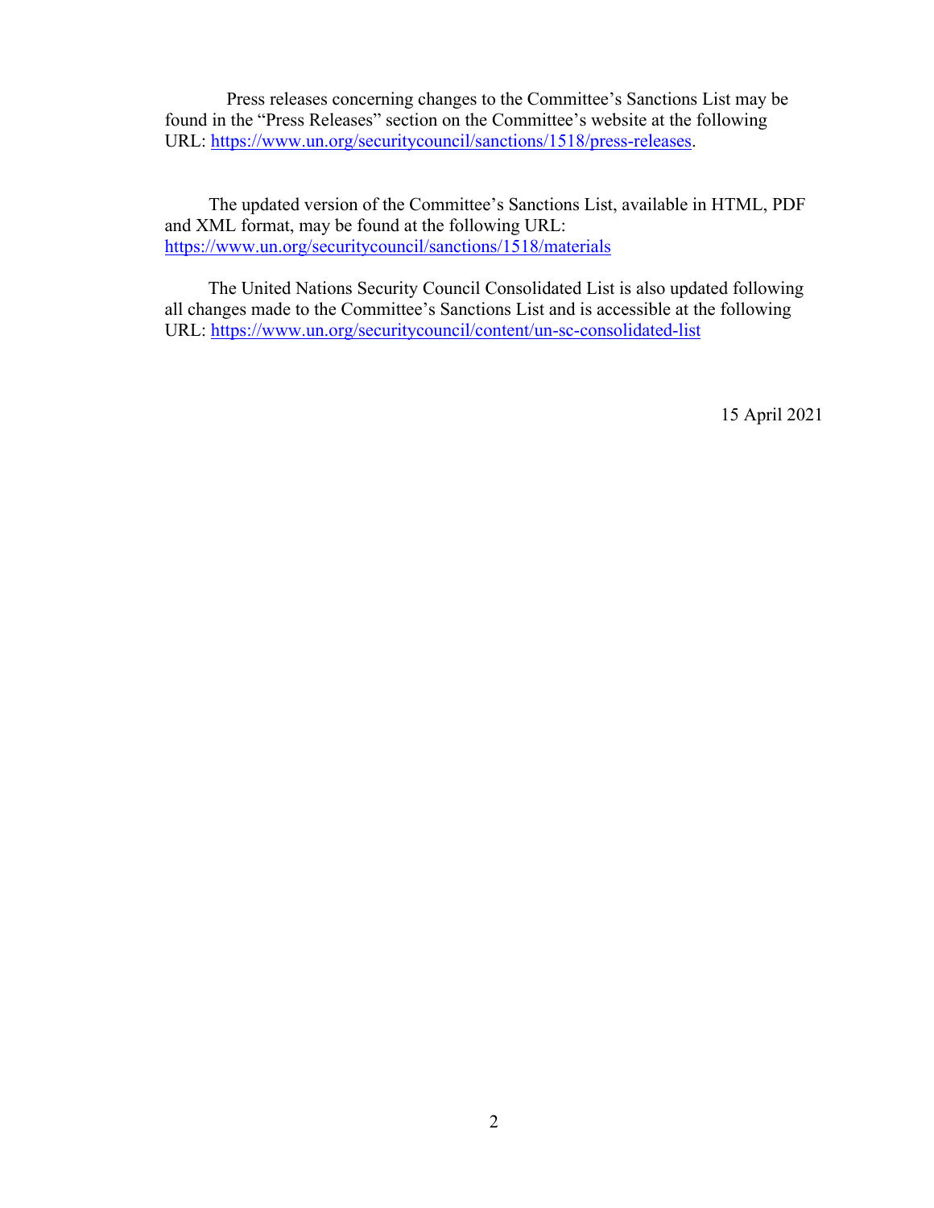Press releases concerning changes to the Committee's Sanctions List may be found in the "Press Releases" section on the Committee's website at the following URL: [https://www.un.org/securitycouncil/sanctions/1518/press-releases](https://www.un.org/securitycouncil/sanctions/1518/press-releases).

The updated version of the Committee's Sanctions List, available in HTML, PDF and XML format, may be found at the following URL: [https://www.un.org/securitycouncil/sanctions/1518/materials](https://www.un.org/securitycouncil/sanctions/1518/materials)

The United Nations Security Council Consolidated List is also updated following all changes made to the Committee's Sanctions List and is accessible at the following URL: [https://www.un.org/securitycouncil/content/un-sc-consolidated-list](https://www.un.org/securitycouncil/content/un-sc-consolidated-list)

15 April 2021